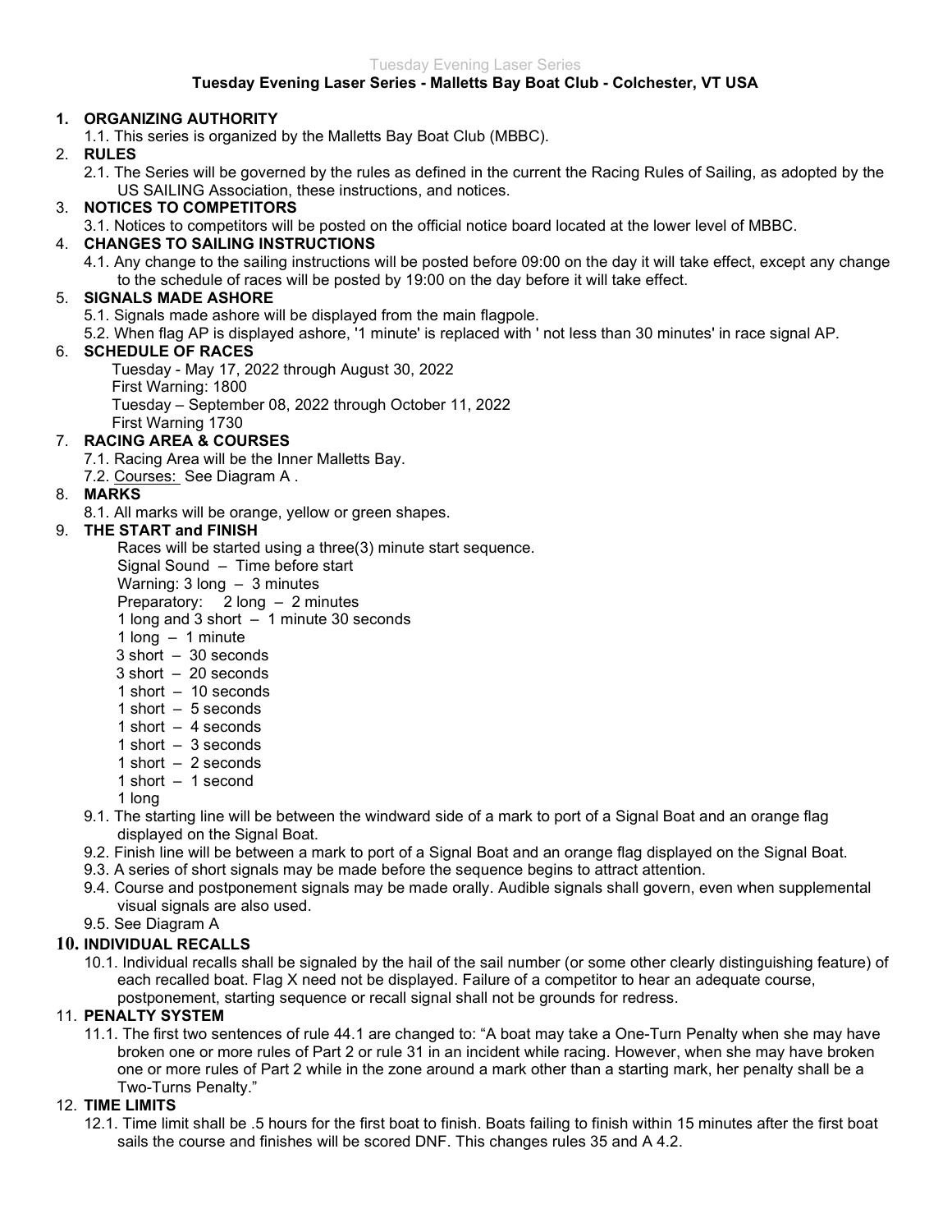**Tuesday Evening Laser Series - Malletts Bay Boat Club - Colchester, VT USA**

1. **ORGANIZING AUTHORITY**
   1.1. This series is organized by the Malletts Bay Boat Club (MBBC).
2. **RULES**
   2.1. The Series will be governed by the rules as defined in the current the Racing Rules of Sailing, as adopted by the US SAILING Association, these instructions, and notices.
3. **NOTICES TO COMPETITORS**
   3.1. Notices to competitors will be posted on the official notice board located at the lower level of MBBC.
4. **CHANGES TO SAILING INSTRUCTIONS**
   4.1. Any change to the sailing instructions will be posted before 09:00 on the day it will take effect, except any change to the schedule of races will be posted by 19:00 on the day before it will take effect.
5. **SIGNALS MADE ASHORE**
   5.1. Signals made ashore will be displayed from the main flagpole.
   5.2. When flag AP is displayed ashore, '1 minute' is replaced with ' not less than 30 minutes' in race signal AP.
6. **SCHEDULE OF RACES**
   Tuesday - May 17, 2022 through August 30, 2022
   First Warning: 1800
   Tuesday – September 08, 2022 through October 11, 2022
   First Warning 1730
7. **RACING AREA & COURSES**
   7.1. Racing Area will be the Inner Malletts Bay.
   7.2. Courses: See Diagram A .
8. **MARKS**
   8.1. All marks will be orange, yellow or green shapes.
9. **THE START and FINISH**
   Races will be started using a three(3) minute start sequence.
   Signal Sound – Time before start
   Warning: 3 long – 3 minutes
   Preparatory: 2 long – 2 minutes
   1 long and 3 short – 1 minute 30 seconds
   1 long – 1 minute
   3 short – 30 seconds
   3 short – 20 seconds
   1 short – 10 seconds
   1 short – 5 seconds
   1 short – 4 seconds
   1 short – 3 seconds
   1 short – 2 seconds
   1 short – 1 second
   1 long
   9.1. The starting line will be between the windward side of a mark to port of a Signal Boat and an orange flag displayed on the Signal Boat.
   9.2. Finish line will be between a mark to port of a Signal Boat and an orange flag displayed on the Signal Boat.
   9.3. A series of short signals may be made before the sequence begins to attract attention.
   9.4. Course and postponement signals may be made orally. Audible signals shall govern, even when supplemental visual signals are also used.
   9.5. See Diagram A
10. **INDIVIDUAL RECALLS**
    10.1. Individual recalls shall be signaled by the hail of the sail number (or some other clearly distinguishing feature) of each recalled boat. Flag X need not be displayed. Failure of a competitor to hear an adequate course, postponement, starting sequence or recall signal shall not be grounds for redress.
11. **PENALTY SYSTEM**
    11.1. The first two sentences of rule 44.1 are changed to: "A boat may take a One-Turn Penalty when she may have broken one or more rules of Part 2 or rule 31 in an incident while racing. However, when she may have broken one or more rules of Part 2 while in the zone around a mark other than a starting mark, her penalty shall be a Two-Turns Penalty."
12. **TIME LIMITS**
    12.1. Time limit shall be .5 hours for the first boat to finish. Boats failing to finish within 15 minutes after the first boat sails the course and finishes will be scored DNF. This changes rules 35 and A 4.2.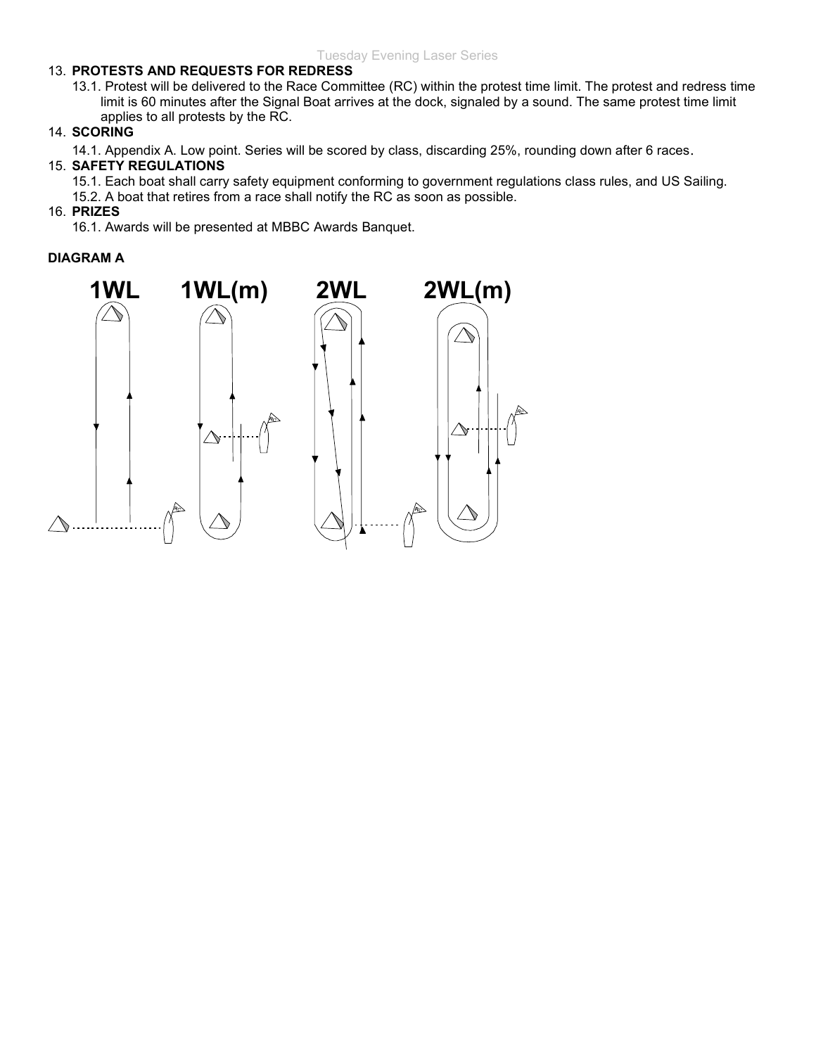13. **PROTESTS AND REQUESTS FOR REDRESS**
    13.1. Protest will be delivered to the Race Committee (RC) within the protest time limit. The protest and redress time limit is 60 minutes after the Signal Boat arrives at the dock, signaled by a sound. The same protest time limit applies to all protests by the RC.
14. **SCORING**
    14.1. Appendix A. Low point. Series will be scored by class, discarding 25%, rounding down after 6 races.
15. **SAFETY REGULATIONS**
    15.1. Each boat shall carry safety equipment conforming to government regulations class rules, and US Sailing.
    15.2. A boat that retires from a race shall notify the RC as soon as possible.
16. **PRIZES**
    16.1. Awards will be presented at MBBC Awards Banquet.

**DIAGRAM A**

1WL

1WL(m)

2WL

2WL(m)